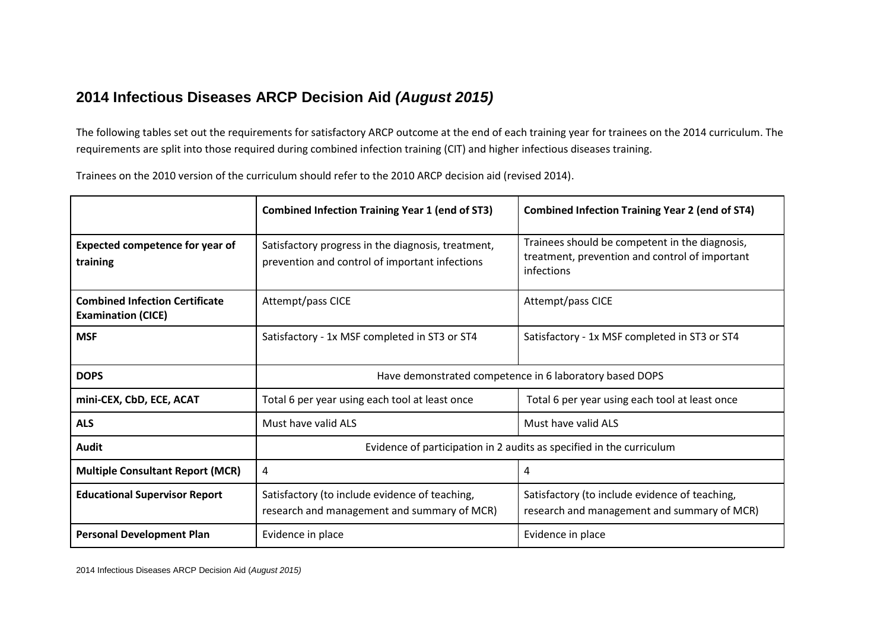## 2014 Infectious Diseases ARCP Decision Aid *(August 2015)*

The following tables set out the requirements for satisfactory ARCP outcome at the end of each training year for trainees on the 2014 curriculum. The requirements are split into those required during combined infection training (CIT) and higher infectious diseases training.

Trainees on the 2010 version of the curriculum should refer to the 2010 ARCP decision aid (revised 2014).

| | **Combined Infection Training Year 1 (end of ST3)** | **Combined Infection Training Year 2 (end of ST4)** |
|---|---|---|
| **Expected competence for year of training** | Satisfactory progress in the diagnosis, treatment, prevention and control of important infections | Trainees should be competent in the diagnosis, treatment, prevention and control of important infections |
| **Combined Infection Certificate Examination (CICE)** | Attempt/pass CICE | Attempt/pass CICE |
| **MSF** | Satisfactory - 1x MSF completed in ST3 or ST4 | Satisfactory - 1x MSF completed in ST3 or ST4 |
| **DOPS** | Have demonstrated competence in 6 laboratory based DOPS | |
| **mini-CEX, CbD, ECE, ACAT** | Total 6 per year using each tool at least once | Total 6 per year using each tool at least once |
| **ALS** | Must have valid ALS | Must have valid ALS |
| **Audit** | Evidence of participation in 2 audits as specified in the curriculum | |
| **Multiple Consultant Report (MCR)** | 4 | 4 |
| **Educational Supervisor Report** | Satisfactory (to include evidence of teaching, research and management and summary of MCR) | Satisfactory (to include evidence of teaching, research and management and summary of MCR) |
| **Personal Development Plan** | Evidence in place | Evidence in place |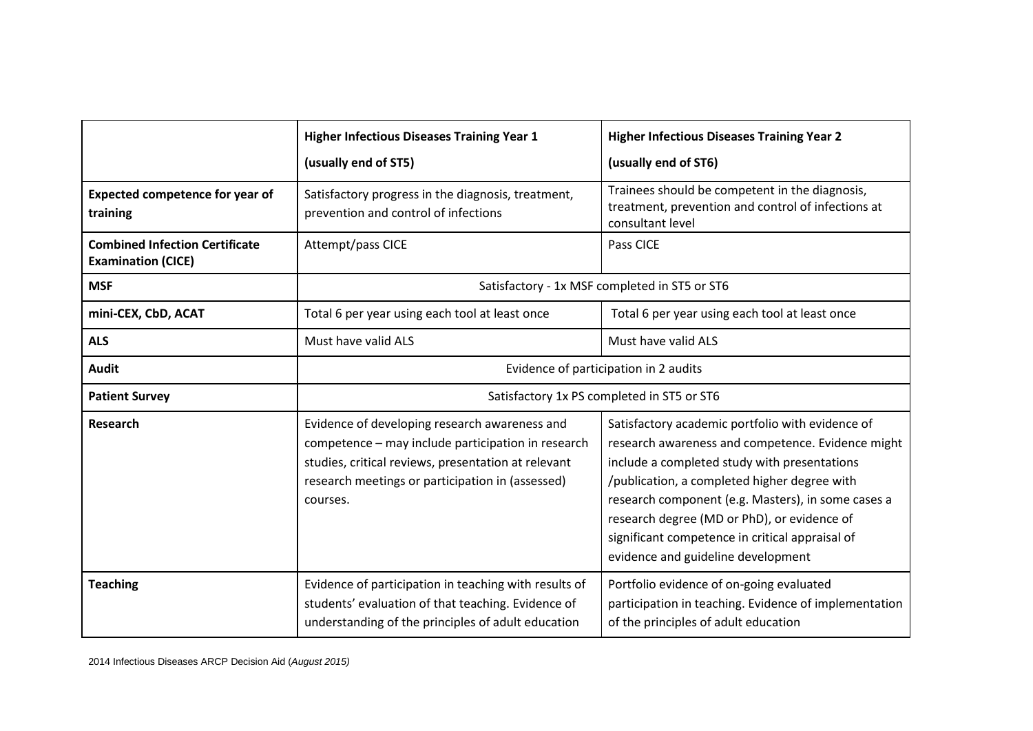| | **Higher Infectious Diseases Training Year 1**<br>**(usually end of ST5)** | **Higher Infectious Diseases Training Year 2**<br>**(usually end of ST6)** |
|---|---|---|
| **Expected competence for year of training** | Satisfactory progress in the diagnosis, treatment, prevention and control of infections | Trainees should be competent in the diagnosis, treatment, prevention and control of infections at consultant level |
| **Combined Infection Certificate Examination (CICE)** | Attempt/pass CICE | Pass CICE |
| **MSF** | Satisfactory - 1x MSF completed in ST5 or ST6 | |
| **mini-CEX, CbD, ACAT** | Total 6 per year using each tool at least once | Total 6 per year using each tool at least once |
| **ALS** | Must have valid ALS | Must have valid ALS |
| **Audit** | Evidence of participation in 2 audits | |
| **Patient Survey** | Satisfactory 1x PS completed in ST5 or ST6 | |
| **Research** | Evidence of developing research awareness and competence – may include participation in research studies, critical reviews, presentation at relevant research meetings or participation in (assessed) courses. | Satisfactory academic portfolio with evidence of research awareness and competence. Evidence might include a completed study with presentations /publication, a completed higher degree with research component (e.g. Masters), in some cases a research degree (MD or PhD), or evidence of significant competence in critical appraisal of evidence and guideline development |
| **Teaching** | Evidence of participation in teaching with results of students' evaluation of that teaching. Evidence of understanding of the principles of adult education | Portfolio evidence of on-going evaluated participation in teaching. Evidence of implementation of the principles of adult education |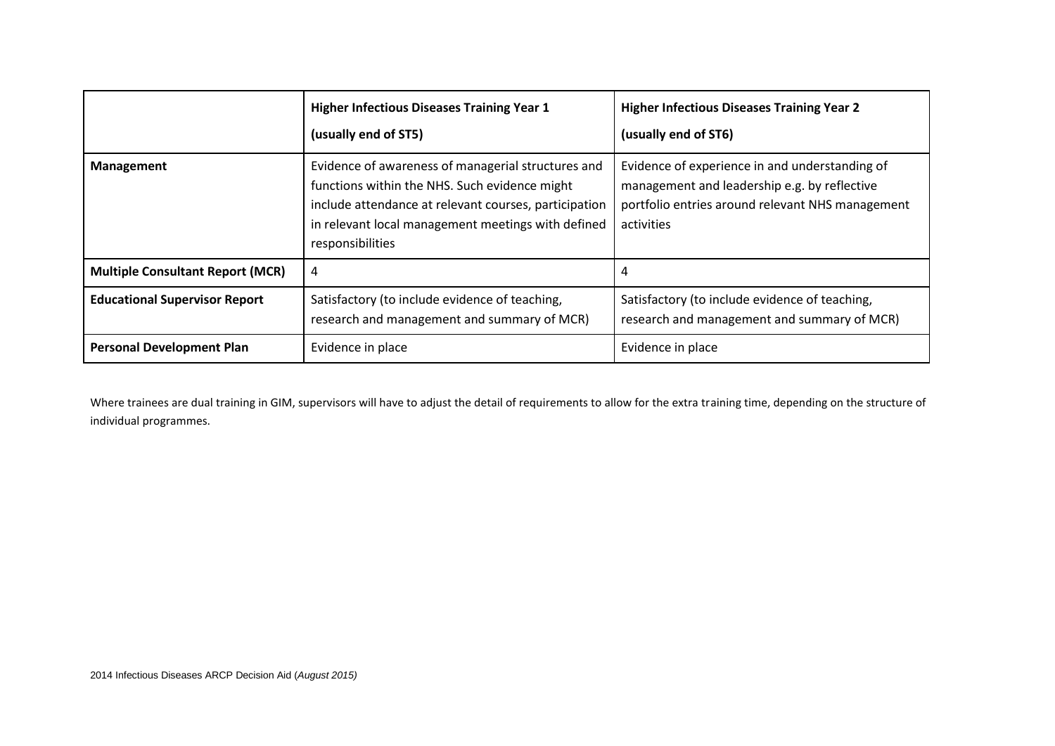| | **Higher Infectious Diseases Training Year 1** (usually end of ST5) | **Higher Infectious Diseases Training Year 2** (usually end of ST6) |
|---|---|---|
| **Management** | Evidence of awareness of managerial structures and functions within the NHS. Such evidence might include attendance at relevant courses, participation in relevant local management meetings with defined responsibilities | Evidence of experience in and understanding of management and leadership e.g. by reflective portfolio entries around relevant NHS management activities |
| **Multiple Consultant Report (MCR)** | 4 | 4 |
| **Educational Supervisor Report** | Satisfactory (to include evidence of teaching, research and management and summary of MCR) | Satisfactory (to include evidence of teaching, research and management and summary of MCR) |
| **Personal Development Plan** | Evidence in place | Evidence in place |

Where trainees are dual training in GIM, supervisors will have to adjust the detail of requirements to allow for the extra training time, depending on the structure of individual programmes.